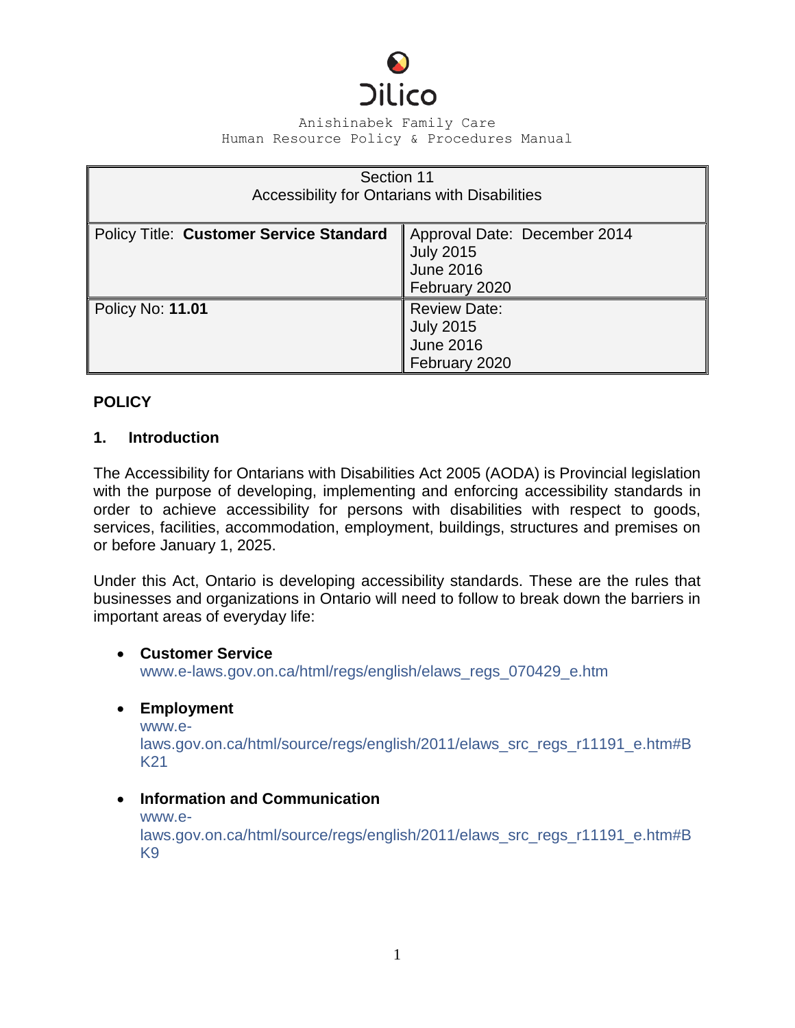Dilico

Anishinabek Family Care
Human Resource Policy & Procedures Manual

| Section 11<br>Accessibility for Ontarians with Disabilities | |
|---|---|
| Policy Title: **Customer Service Standard** | Approval Date: December 2014<br>July 2015<br>June 2016<br>February 2020 |
| Policy No: **11.01** | Review Date:<br>July 2015<br>June 2016<br>February 2020 |

## POLICY

### 1. Introduction

The Accessibility for Ontarians with Disabilities Act 2005 (AODA) is Provincial legislation with the purpose of developing, implementing and enforcing accessibility standards in order to achieve accessibility for persons with disabilities with respect to goods, services, facilities, accommodation, employment, buildings, structures and premises on or before January 1, 2025.

Under this Act, Ontario is developing accessibility standards. These are the rules that businesses and organizations in Ontario will need to follow to break down the barriers in important areas of everyday life:

- **Customer Service**
  www.e-laws.gov.on.ca/html/regs/english/elaws_regs_070429_e.htm

- **Employment**
  www.e-laws.gov.on.ca/html/source/regs/english/2011/elaws_src_regs_r11191_e.htm#BK21

- **Information and Communication**
  www.e-laws.gov.on.ca/html/source/regs/english/2011/elaws_src_regs_r11191_e.htm#BK9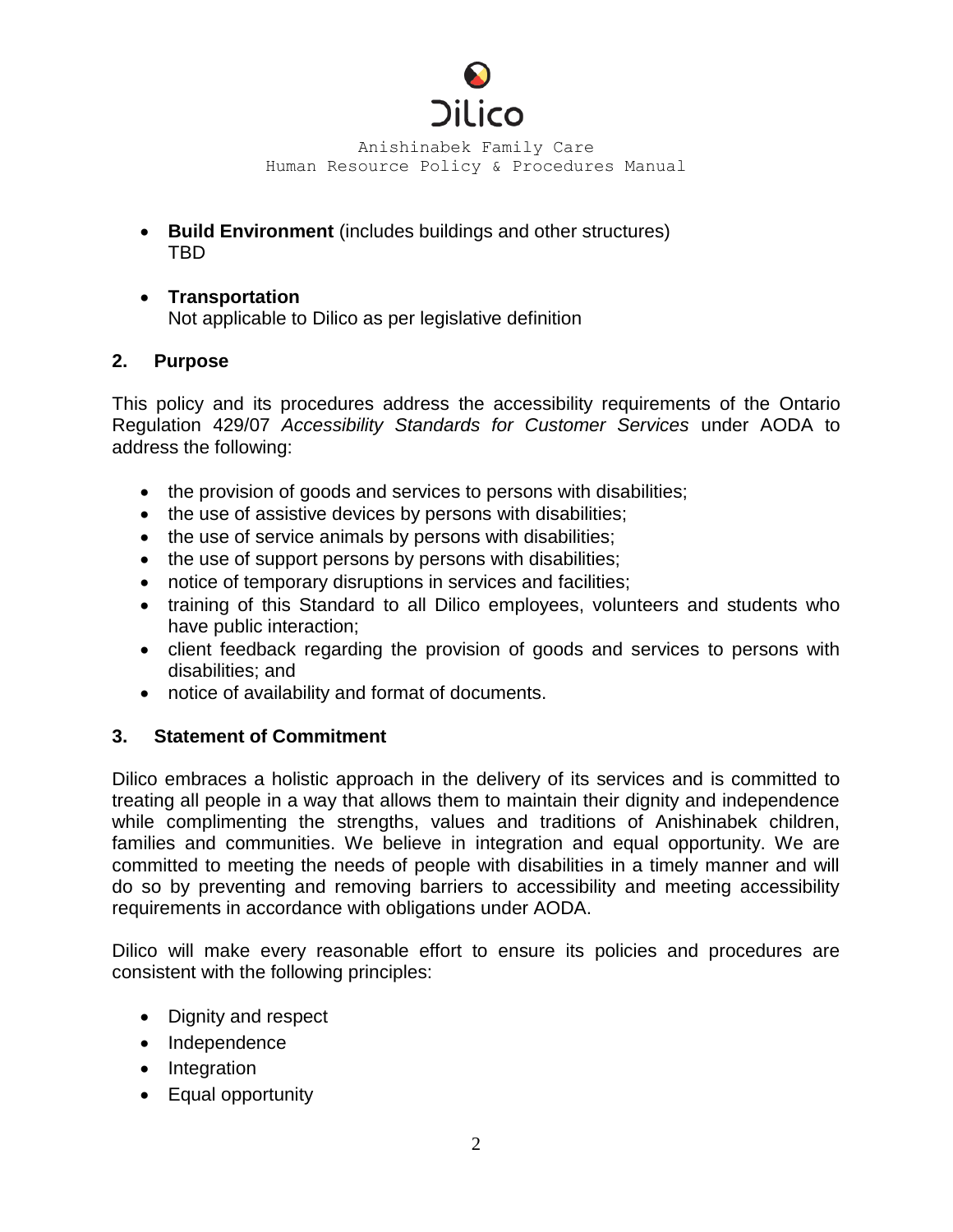- **Build Environment** (includes buildings and other structures)
  TBD

- **Transportation**
  Not applicable to Dilico as per legislative definition

## 2. Purpose

This policy and its procedures address the accessibility requirements of the Ontario Regulation 429/07 *Accessibility Standards for Customer Services* under AODA to address the following:

- the provision of goods and services to persons with disabilities;
- the use of assistive devices by persons with disabilities;
- the use of service animals by persons with disabilities;
- the use of support persons by persons with disabilities;
- notice of temporary disruptions in services and facilities;
- training of this Standard to all Dilico employees, volunteers and students who have public interaction;
- client feedback regarding the provision of goods and services to persons with disabilities; and
- notice of availability and format of documents.

## 3. Statement of Commitment

Dilico embraces a holistic approach in the delivery of its services and is committed to treating all people in a way that allows them to maintain their dignity and independence while complimenting the strengths, values and traditions of Anishinabek children, families and communities. We believe in integration and equal opportunity. We are committed to meeting the needs of people with disabilities in a timely manner and will do so by preventing and removing barriers to accessibility and meeting accessibility requirements in accordance with obligations under AODA.

Dilico will make every reasonable effort to ensure its policies and procedures are consistent with the following principles:

- Dignity and respect
- Independence
- Integration
- Equal opportunity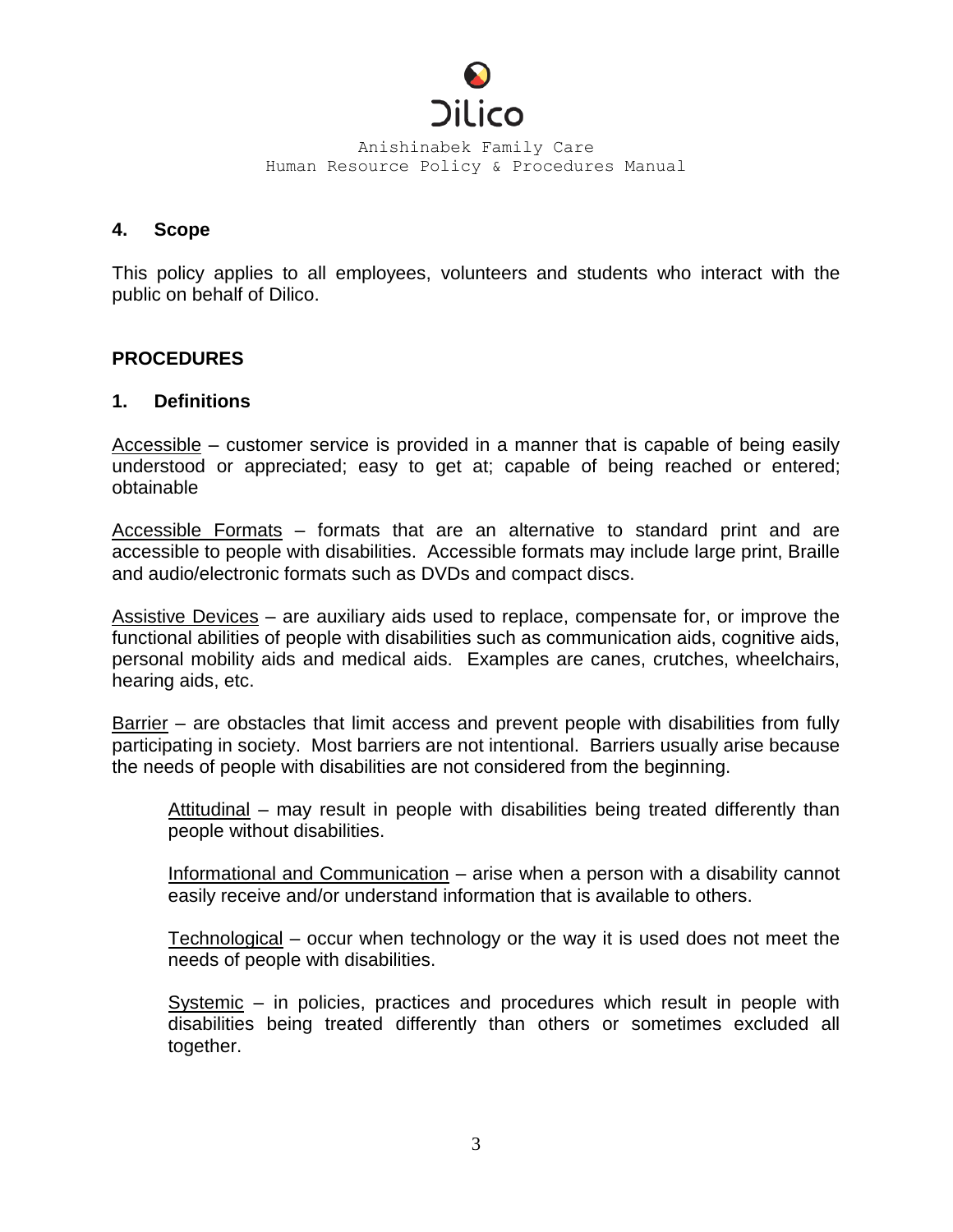## 4. Scope

This policy applies to all employees, volunteers and students who interact with the public on behalf of Dilico.

## PROCEDURES

### 1. Definitions

Accessible – customer service is provided in a manner that is capable of being easily understood or appreciated; easy to get at; capable of being reached or entered; obtainable

Accessible Formats – formats that are an alternative to standard print and are accessible to people with disabilities. Accessible formats may include large print, Braille and audio/electronic formats such as DVDs and compact discs.

Assistive Devices – are auxiliary aids used to replace, compensate for, or improve the functional abilities of people with disabilities such as communication aids, cognitive aids, personal mobility aids and medical aids. Examples are canes, crutches, wheelchairs, hearing aids, etc.

Barrier – are obstacles that limit access and prevent people with disabilities from fully participating in society. Most barriers are not intentional. Barriers usually arise because the needs of people with disabilities are not considered from the beginning.

> Attitudinal – may result in people with disabilities being treated differently than people without disabilities.
>
> Informational and Communication – arise when a person with a disability cannot easily receive and/or understand information that is available to others.
>
> Technological – occur when technology or the way it is used does not meet the needs of people with disabilities.
>
> Systemic – in policies, practices and procedures which result in people with disabilities being treated differently than others or sometimes excluded all together.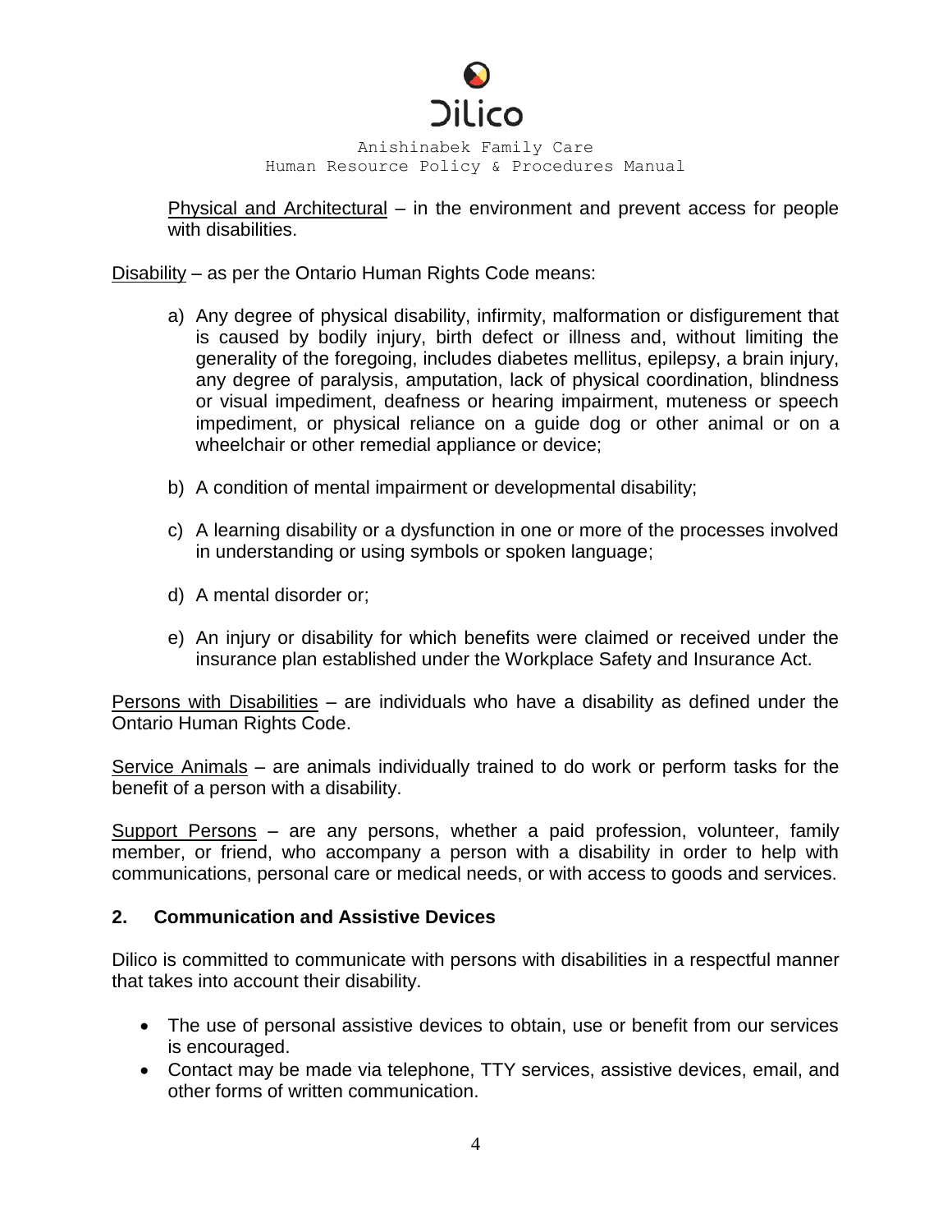Physical and Architectural – in the environment and prevent access for people with disabilities.

Disability – as per the Ontario Human Rights Code means:

a) Any degree of physical disability, infirmity, malformation or disfigurement that is caused by bodily injury, birth defect or illness and, without limiting the generality of the foregoing, includes diabetes mellitus, epilepsy, a brain injury, any degree of paralysis, amputation, lack of physical coordination, blindness or visual impediment, deafness or hearing impairment, muteness or speech impediment, or physical reliance on a guide dog or other animal or on a wheelchair or other remedial appliance or device;

b) A condition of mental impairment or developmental disability;

c) A learning disability or a dysfunction in one or more of the processes involved in understanding or using symbols or spoken language;

d) A mental disorder or;

e) An injury or disability for which benefits were claimed or received under the insurance plan established under the Workplace Safety and Insurance Act.

Persons with Disabilities – are individuals who have a disability as defined under the Ontario Human Rights Code.

Service Animals – are animals individually trained to do work or perform tasks for the benefit of a person with a disability.

Support Persons – are any persons, whether a paid profession, volunteer, family member, or friend, who accompany a person with a disability in order to help with communications, personal care or medical needs, or with access to goods and services.

## 2. Communication and Assistive Devices

Dilico is committed to communicate with persons with disabilities in a respectful manner that takes into account their disability.

- The use of personal assistive devices to obtain, use or benefit from our services is encouraged.
- Contact may be made via telephone, TTY services, assistive devices, email, and other forms of written communication.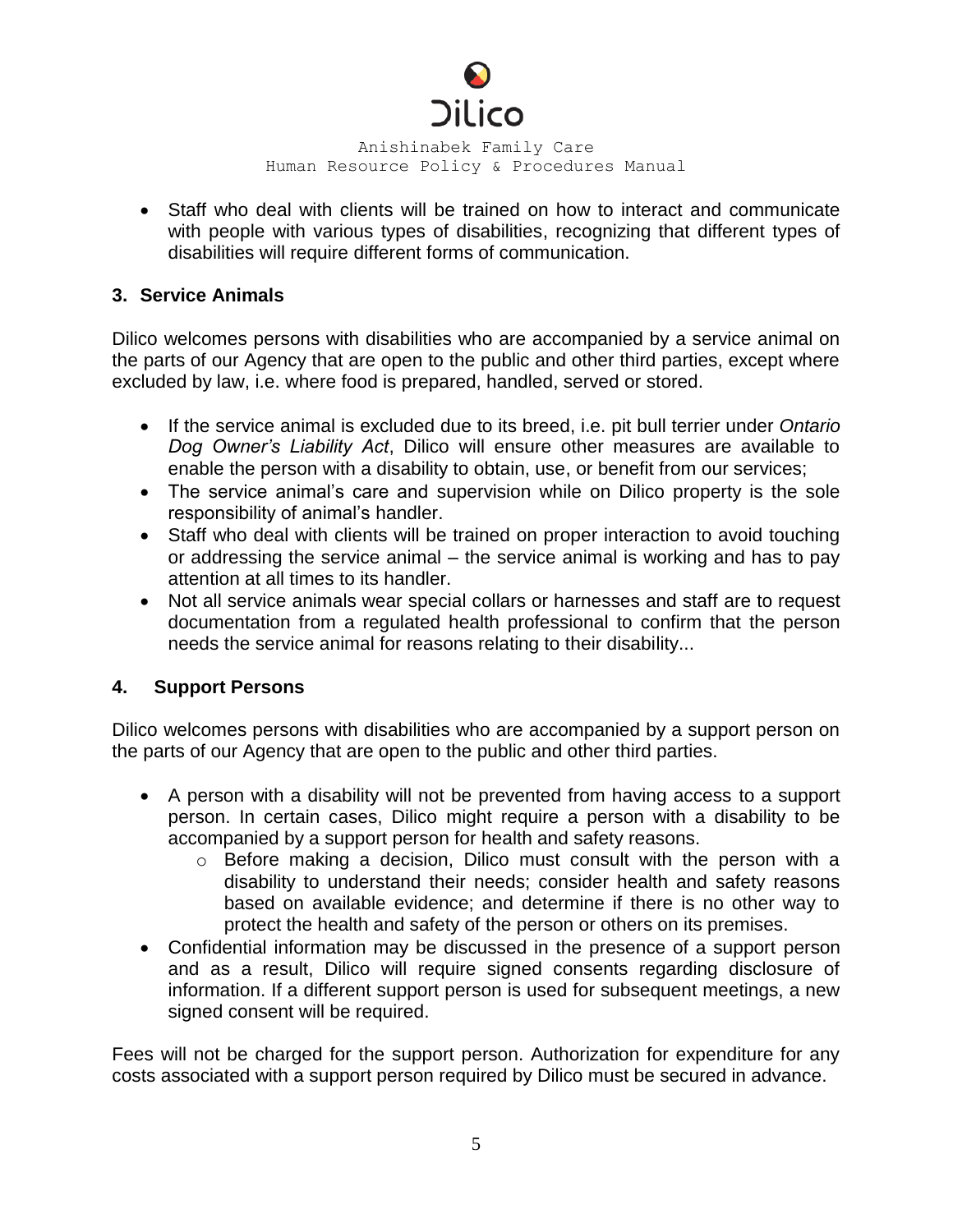- Staff who deal with clients will be trained on how to interact and communicate with people with various types of disabilities, recognizing that different types of disabilities will require different forms of communication.

### 3. Service Animals

Dilico welcomes persons with disabilities who are accompanied by a service animal on the parts of our Agency that are open to the public and other third parties, except where excluded by law, i.e. where food is prepared, handled, served or stored.

- If the service animal is excluded due to its breed, i.e. pit bull terrier under *Ontario Dog Owner's Liability Act*, Dilico will ensure other measures are available to enable the person with a disability to obtain, use, or benefit from our services;
- The service animal's care and supervision while on Dilico property is the sole responsibility of animal's handler.
- Staff who deal with clients will be trained on proper interaction to avoid touching or addressing the service animal – the service animal is working and has to pay attention at all times to its handler.
- Not all service animals wear special collars or harnesses and staff are to request documentation from a regulated health professional to confirm that the person needs the service animal for reasons relating to their disability...

### 4. Support Persons

Dilico welcomes persons with disabilities who are accompanied by a support person on the parts of our Agency that are open to the public and other third parties.

- A person with a disability will not be prevented from having access to a support person. In certain cases, Dilico might require a person with a disability to be accompanied by a support person for health and safety reasons.
  - Before making a decision, Dilico must consult with the person with a disability to understand their needs; consider health and safety reasons based on available evidence; and determine if there is no other way to protect the health and safety of the person or others on its premises.
- Confidential information may be discussed in the presence of a support person and as a result, Dilico will require signed consents regarding disclosure of information. If a different support person is used for subsequent meetings, a new signed consent will be required.

Fees will not be charged for the support person. Authorization for expenditure for any costs associated with a support person required by Dilico must be secured in advance.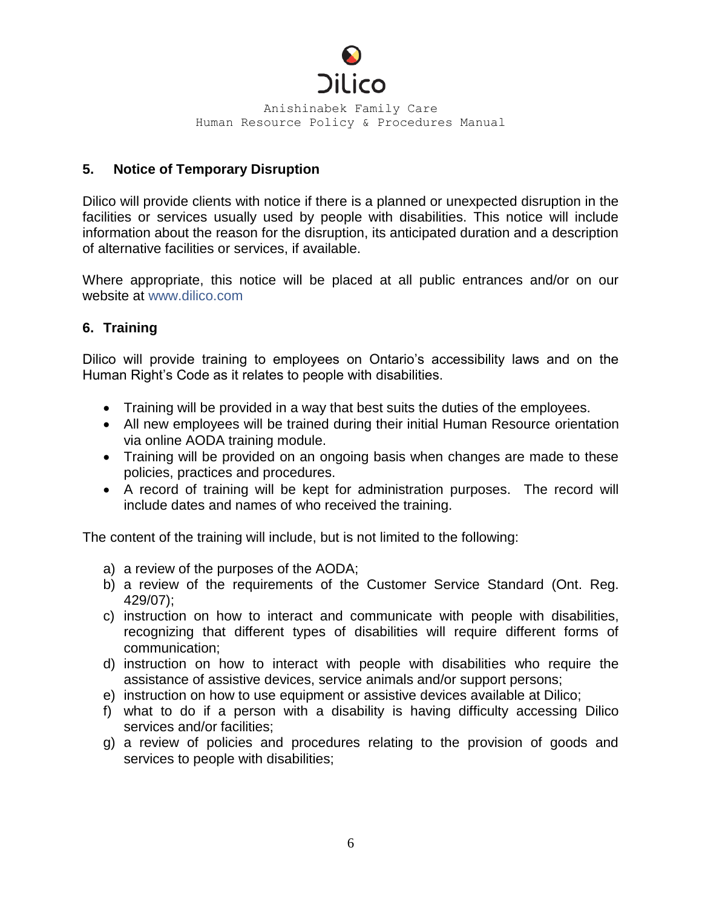## 5. Notice of Temporary Disruption

Dilico will provide clients with notice if there is a planned or unexpected disruption in the facilities or services usually used by people with disabilities. This notice will include information about the reason for the disruption, its anticipated duration and a description of alternative facilities or services, if available.

Where appropriate, this notice will be placed at all public entrances and/or on our website at www.dilico.com

## 6. Training

Dilico will provide training to employees on Ontario's accessibility laws and on the Human Right's Code as it relates to people with disabilities.

- Training will be provided in a way that best suits the duties of the employees.
- All new employees will be trained during their initial Human Resource orientation via online AODA training module.
- Training will be provided on an ongoing basis when changes are made to these policies, practices and procedures.
- A record of training will be kept for administration purposes. The record will include dates and names of who received the training.

The content of the training will include, but is not limited to the following:

a) a review of the purposes of the AODA;
b) a review of the requirements of the Customer Service Standard (Ont. Reg. 429/07);
c) instruction on how to interact and communicate with people with disabilities, recognizing that different types of disabilities will require different forms of communication;
d) instruction on how to interact with people with disabilities who require the assistance of assistive devices, service animals and/or support persons;
e) instruction on how to use equipment or assistive devices available at Dilico;
f) what to do if a person with a disability is having difficulty accessing Dilico services and/or facilities;
g) a review of policies and procedures relating to the provision of goods and services to people with disabilities;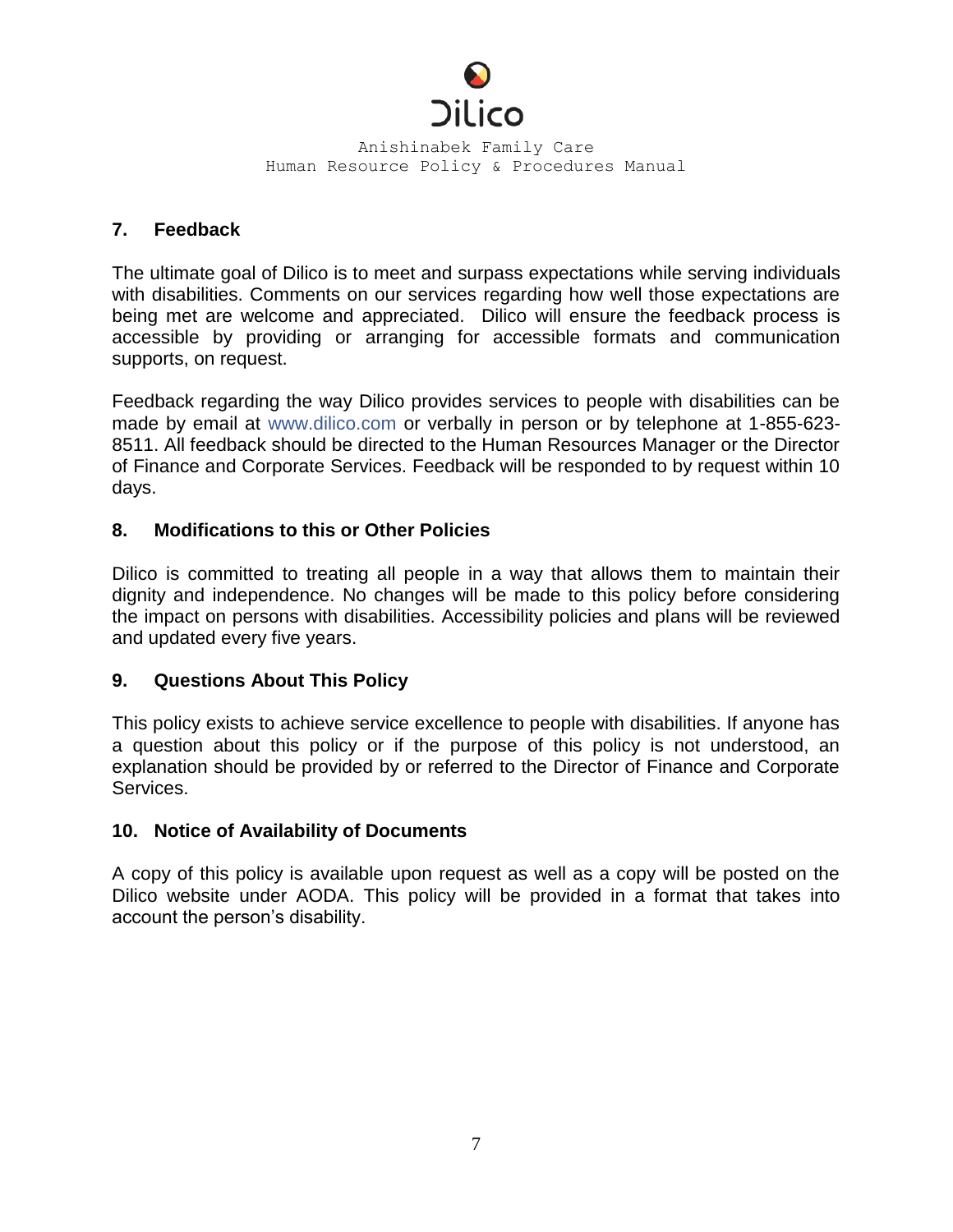## 7. Feedback

The ultimate goal of Dilico is to meet and surpass expectations while serving individuals with disabilities. Comments on our services regarding how well those expectations are being met are welcome and appreciated. Dilico will ensure the feedback process is accessible by providing or arranging for accessible formats and communication supports, on request.

Feedback regarding the way Dilico provides services to people with disabilities can be made by email at www.dilico.com or verbally in person or by telephone at 1-855-623-8511. All feedback should be directed to the Human Resources Manager or the Director of Finance and Corporate Services. Feedback will be responded to by request within 10 days.

## 8. Modifications to this or Other Policies

Dilico is committed to treating all people in a way that allows them to maintain their dignity and independence. No changes will be made to this policy before considering the impact on persons with disabilities. Accessibility policies and plans will be reviewed and updated every five years.

## 9. Questions About This Policy

This policy exists to achieve service excellence to people with disabilities. If anyone has a question about this policy or if the purpose of this policy is not understood, an explanation should be provided by or referred to the Director of Finance and Corporate Services.

## 10. Notice of Availability of Documents

A copy of this policy is available upon request as well as a copy will be posted on the Dilico website under AODA. This policy will be provided in a format that takes into account the person's disability.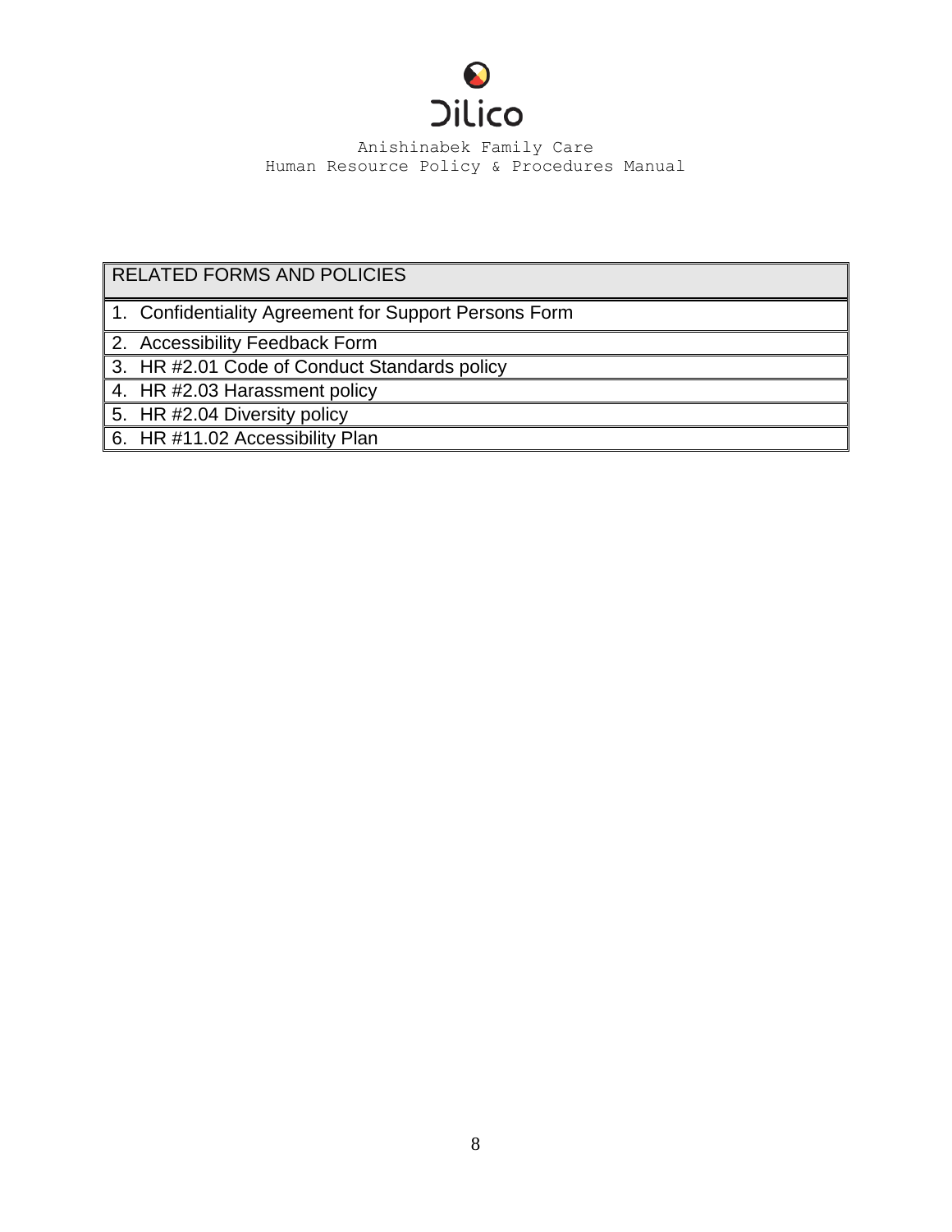| RELATED FORMS AND POLICIES |
| --- |
| 1. Confidentiality Agreement for Support Persons Form |
| 2. Accessibility Feedback Form |
| 3. HR #2.01 Code of Conduct Standards policy |
| 4. HR #2.03 Harassment policy |
| 5. HR #2.04 Diversity policy |
| 6. HR #11.02 Accessibility Plan |